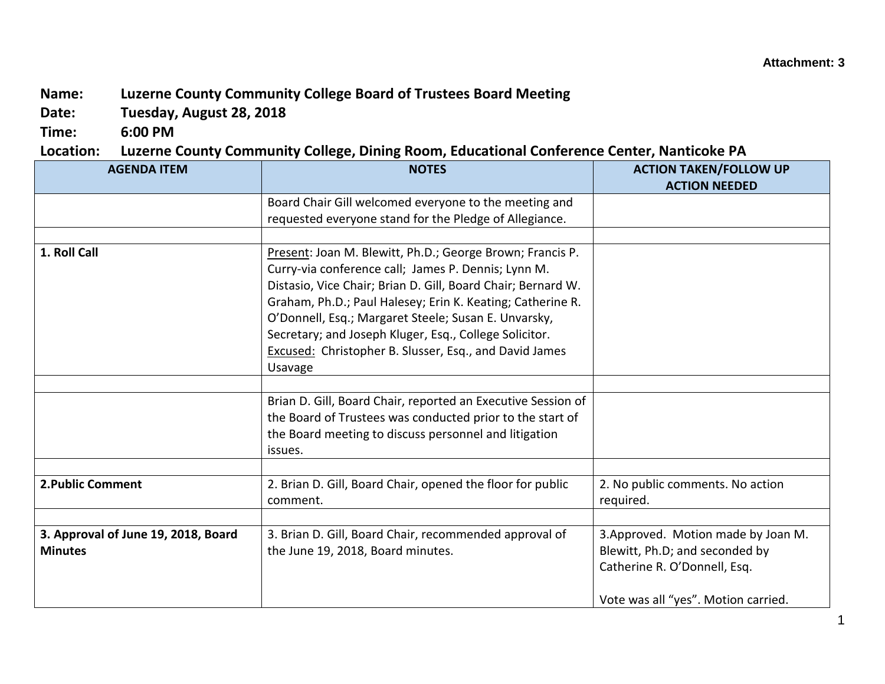Attachment: 3

**Name:** Luzerne County Community College Board of Trustees Board Meeting
**Date:** Tuesday, August 28, 2018
**Time:** 6:00 PM
**Location:** Luzerne County Community College, Dining Room, Educational Conference Center, Nanticoke PA

| AGENDA ITEM | NOTES | ACTION TAKEN/FOLLOW UP ACTION NEEDED |
|---|---|---|
| | Board Chair Gill welcomed everyone to the meeting and requested everyone stand for the Pledge of Allegiance. | |
| | | |
| **1. Roll Call** | Present: Joan M. Blewitt, Ph.D.; George Brown; Francis P. Curry-via conference call; James P. Dennis; Lynn M. Distasio, Vice Chair; Brian D. Gill, Board Chair; Bernard W. Graham, Ph.D.; Paul Halesey; Erin K. Keating; Catherine R. O'Donnell, Esq.; Margaret Steele; Susan E. Unvarsky, Secretary; and Joseph Kluger, Esq., College Solicitor. Excused: Christopher B. Slusser, Esq., and David James Usavage | |
| | | |
| | Brian D. Gill, Board Chair, reported an Executive Session of the Board of Trustees was conducted prior to the start of the Board meeting to discuss personnel and litigation issues. | |
| | | |
| **2.Public Comment** | 2. Brian D. Gill, Board Chair, opened the floor for public comment. | 2. No public comments. No action required. |
| | | |
| **3. Approval of June 19, 2018, Board Minutes** | 3. Brian D. Gill, Board Chair, recommended approval of the June 19, 2018, Board minutes. | 3.Approved. Motion made by Joan M. Blewitt, Ph.D; and seconded by Catherine R. O'Donnell, Esq.<br><br>Vote was all "yes". Motion carried. |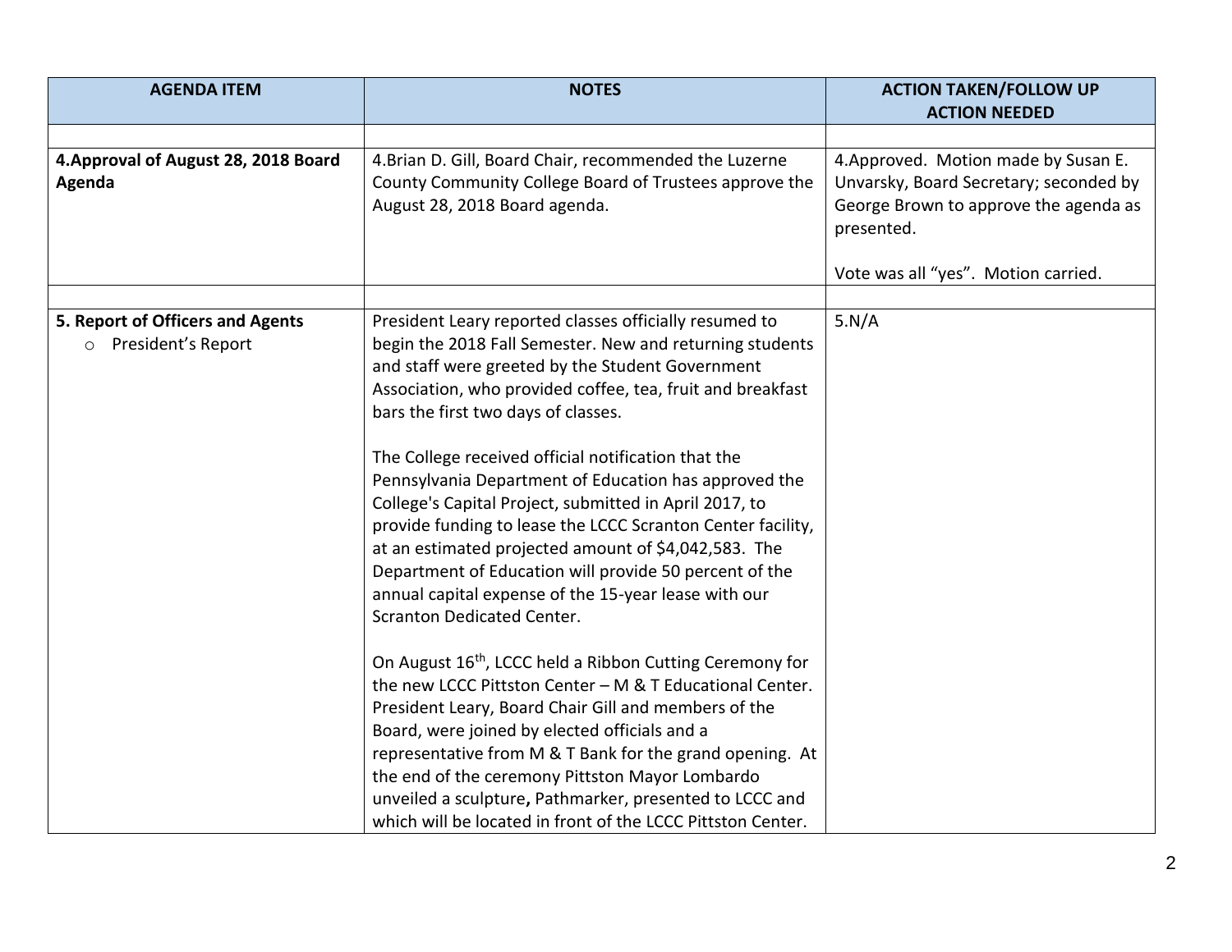| AGENDA ITEM | NOTES | ACTION TAKEN/FOLLOW UP ACTION NEEDED |
|---|---|---|
| | | |
| **4.Approval of August 28, 2018 Board Agenda** | 4.Brian D. Gill, Board Chair, recommended the Luzerne County Community College Board of Trustees approve the August 28, 2018 Board agenda. | 4.Approved. Motion made by Susan E. Unvarsky, Board Secretary; seconded by George Brown to approve the agenda as presented.<br><br>Vote was all "yes". Motion carried. |
| | | |
| **5. Report of Officers and Agents**<br>○ President's Report | President Leary reported classes officially resumed to begin the 2018 Fall Semester. New and returning students and staff were greeted by the Student Government Association, who provided coffee, tea, fruit and breakfast bars the first two days of classes.<br><br>The College received official notification that the Pennsylvania Department of Education has approved the College's Capital Project, submitted in April 2017, to provide funding to lease the LCCC Scranton Center facility, at an estimated projected amount of $4,042,583. The Department of Education will provide 50 percent of the annual capital expense of the 15-year lease with our Scranton Dedicated Center.<br><br>On August 16th, LCCC held a Ribbon Cutting Ceremony for the new LCCC Pittston Center – M & T Educational Center. President Leary, Board Chair Gill and members of the Board, were joined by elected officials and a representative from M & T Bank for the grand opening. At the end of the ceremony Pittston Mayor Lombardo unveiled a sculpture**,** Pathmarker, presented to LCCC and which will be located in front of the LCCC Pittston Center. | 5.N/A |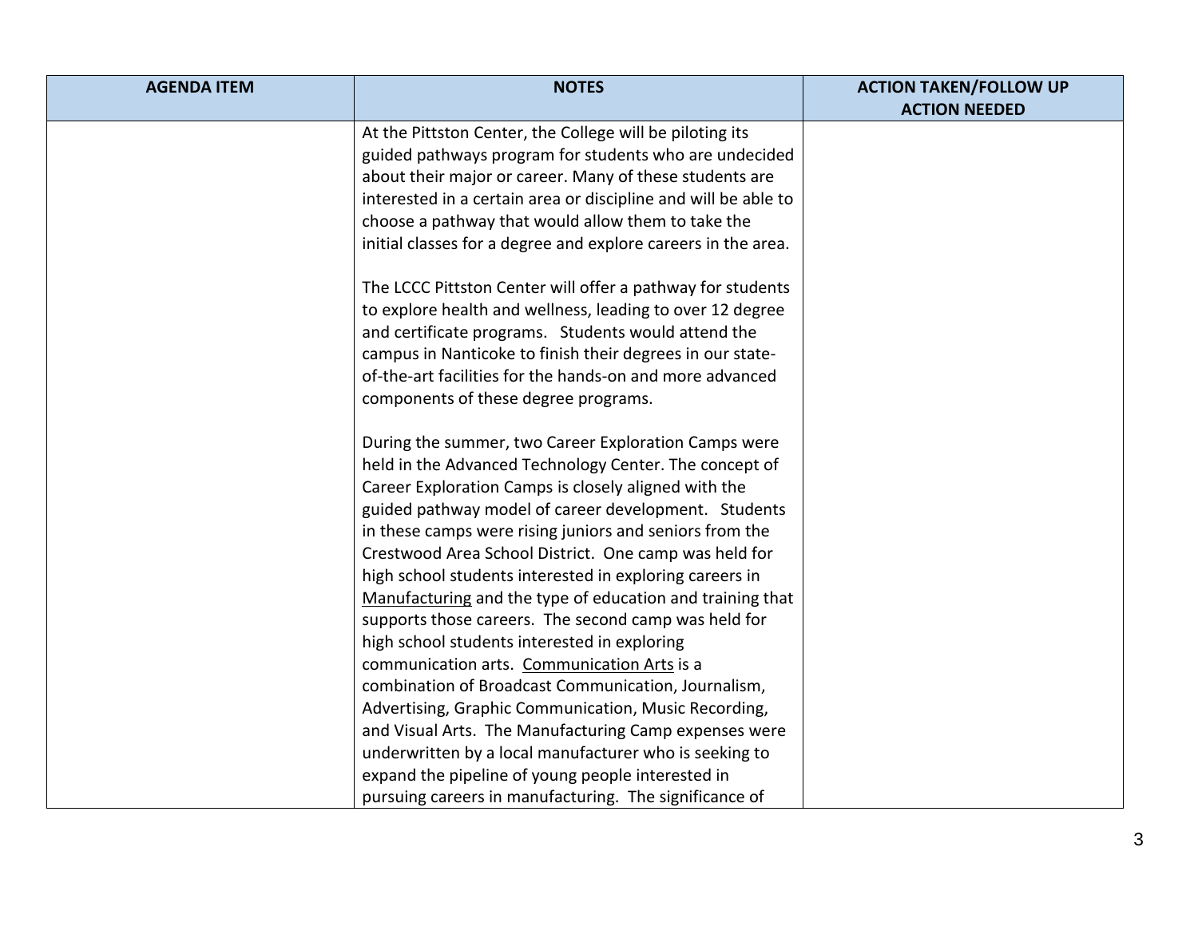| AGENDA ITEM | NOTES | ACTION TAKEN/FOLLOW UP ACTION NEEDED |
|---|---|---|
| | At the Pittston Center, the College will be piloting its guided pathways program for students who are undecided about their major or career. Many of these students are interested in a certain area or discipline and will be able to choose a pathway that would allow them to take the initial classes for a degree and explore careers in the area.<br><br>The LCCC Pittston Center will offer a pathway for students to explore health and wellness, leading to over 12 degree and certificate programs. Students would attend the campus in Nanticoke to finish their degrees in our state-of-the-art facilities for the hands-on and more advanced components of these degree programs.<br><br>During the summer, two Career Exploration Camps were held in the Advanced Technology Center. The concept of Career Exploration Camps is closely aligned with the guided pathway model of career development. Students in these camps were rising juniors and seniors from the Crestwood Area School District. One camp was held for high school students interested in exploring careers in Manufacturing and the type of education and training that supports those careers. The second camp was held for high school students interested in exploring communication arts. Communication Arts is a combination of Broadcast Communication, Journalism, Advertising, Graphic Communication, Music Recording, and Visual Arts. The Manufacturing Camp expenses were underwritten by a local manufacturer who is seeking to expand the pipeline of young people interested in pursuing careers in manufacturing. The significance of | |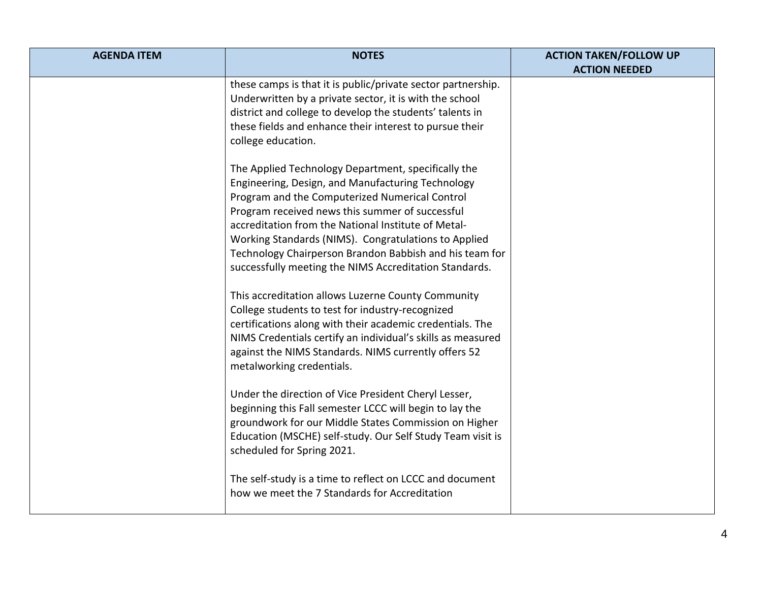| AGENDA ITEM | NOTES | ACTION TAKEN/FOLLOW UP ACTION NEEDED |
|---|---|---|
| | these camps is that it is public/private sector partnership. Underwritten by a private sector, it is with the school district and college to develop the students' talents in these fields and enhance their interest to pursue their college education.<br><br>The Applied Technology Department, specifically the Engineering, Design, and Manufacturing Technology Program and the Computerized Numerical Control Program received news this summer of successful accreditation from the National Institute of Metal-Working Standards (NIMS). Congratulations to Applied Technology Chairperson Brandon Babbish and his team for successfully meeting the NIMS Accreditation Standards.<br><br>This accreditation allows Luzerne County Community College students to test for industry-recognized certifications along with their academic credentials. The NIMS Credentials certify an individual's skills as measured against the NIMS Standards. NIMS currently offers 52 metalworking credentials.<br><br>Under the direction of Vice President Cheryl Lesser, beginning this Fall semester LCCC will begin to lay the groundwork for our Middle States Commission on Higher Education (MSCHE) self-study. Our Self Study Team visit is scheduled for Spring 2021.<br><br>The self-study is a time to reflect on LCCC and document how we meet the 7 Standards for Accreditation | |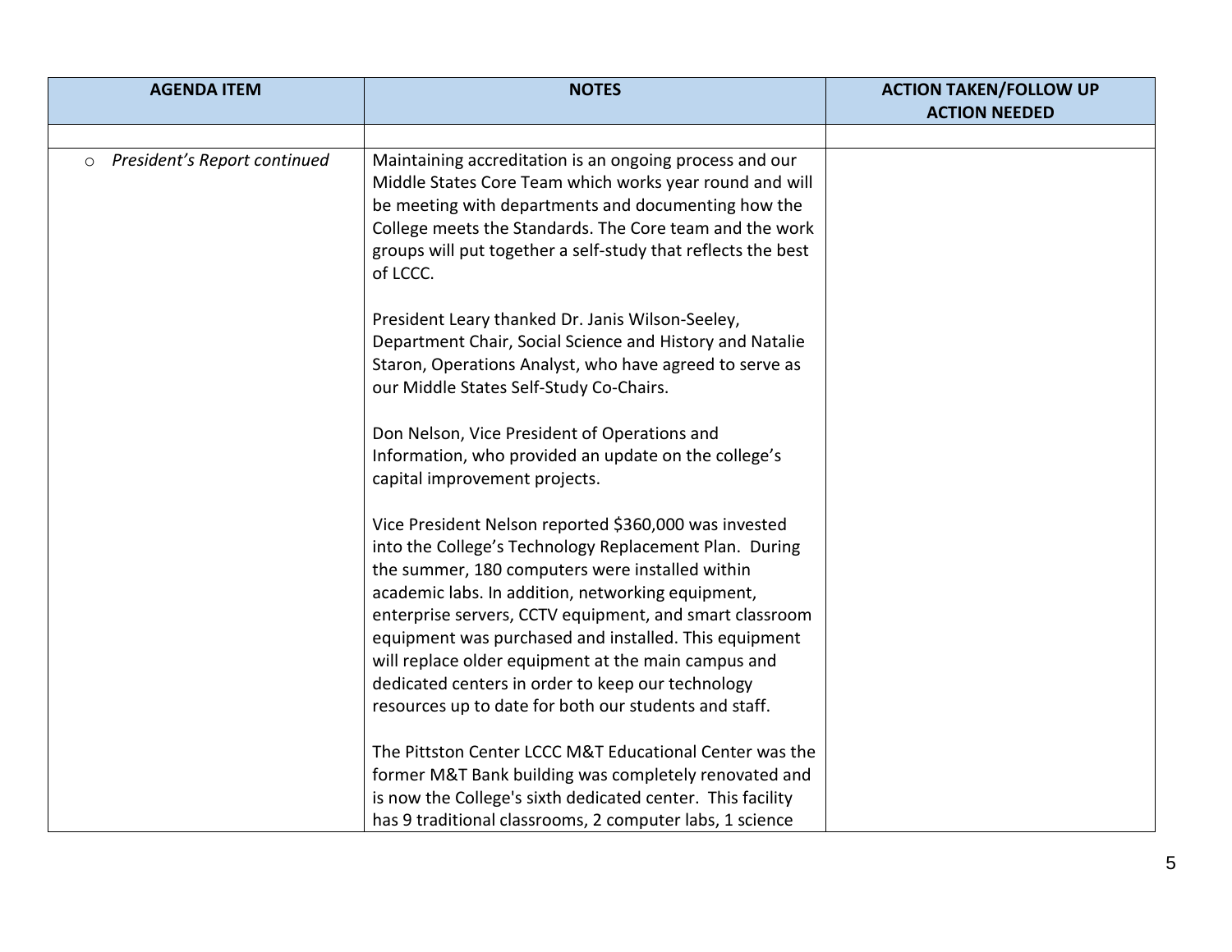| AGENDA ITEM | NOTES | ACTION TAKEN/FOLLOW UP ACTION NEEDED |
|---|---|---|
| | | |
| ○ *President's Report continued* | Maintaining accreditation is an ongoing process and our Middle States Core Team which works year round and will be meeting with departments and documenting how the College meets the Standards. The Core team and the work groups will put together a self-study that reflects the best of LCCC.<br><br>President Leary thanked Dr. Janis Wilson-Seeley, Department Chair, Social Science and History and Natalie Staron, Operations Analyst, who have agreed to serve as our Middle States Self-Study Co-Chairs.<br><br>Don Nelson, Vice President of Operations and Information, who provided an update on the college's capital improvement projects.<br><br>Vice President Nelson reported $360,000 was invested into the College's Technology Replacement Plan. During the summer, 180 computers were installed within academic labs. In addition, networking equipment, enterprise servers, CCTV equipment, and smart classroom equipment was purchased and installed. This equipment will replace older equipment at the main campus and dedicated centers in order to keep our technology resources up to date for both our students and staff.<br><br>The Pittston Center LCCC M&T Educational Center was the former M&T Bank building was completely renovated and is now the College's sixth dedicated center. This facility has 9 traditional classrooms, 2 computer labs, 1 science | |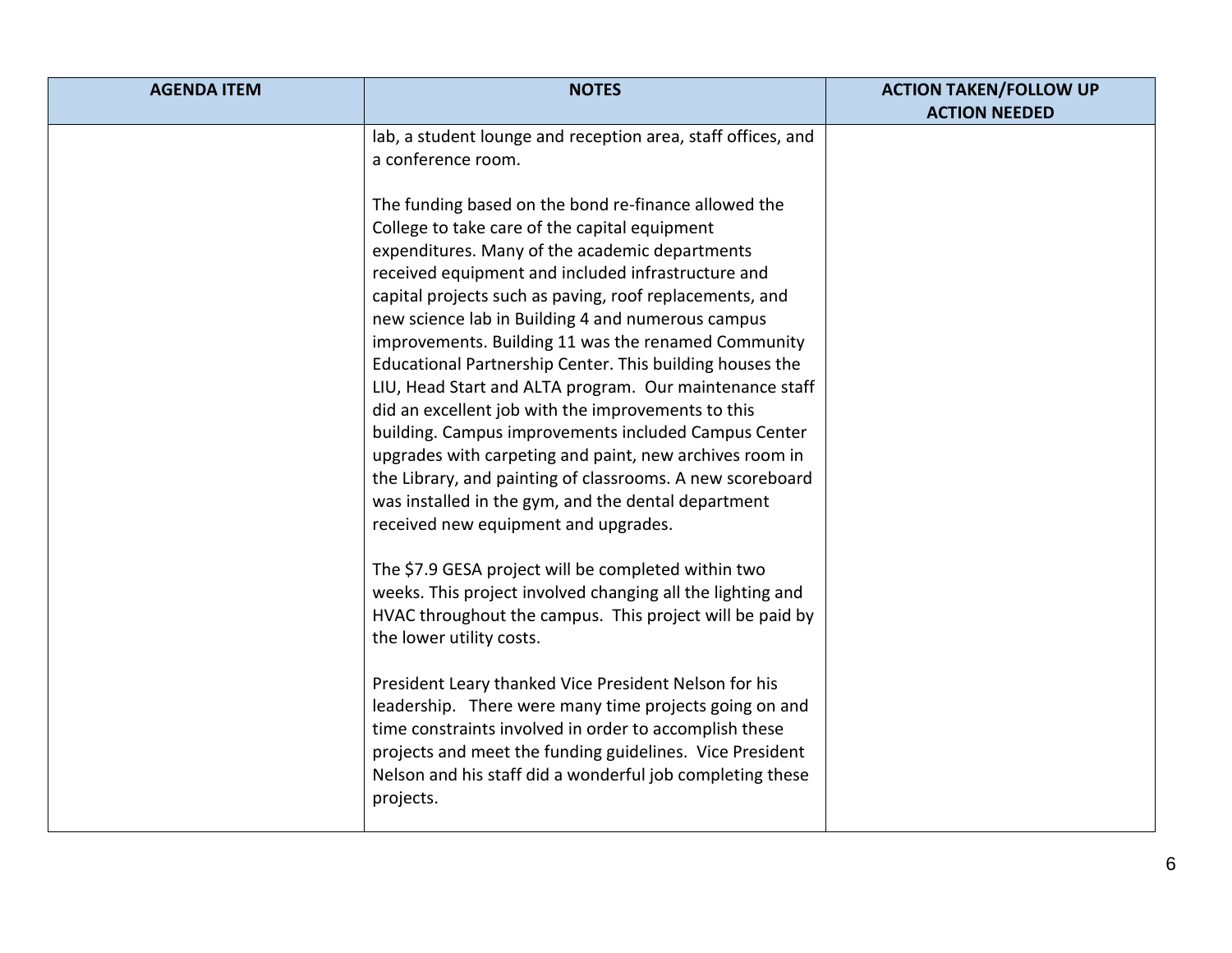| AGENDA ITEM | NOTES | ACTION TAKEN/FOLLOW UP ACTION NEEDED |
|---|---|---|
| | lab, a student lounge and reception area, staff offices, and a conference room.<br><br>The funding based on the bond re-finance allowed the College to take care of the capital equipment expenditures. Many of the academic departments received equipment and included infrastructure and capital projects such as paving, roof replacements, and new science lab in Building 4 and numerous campus improvements. Building 11 was the renamed Community Educational Partnership Center. This building houses the LIU, Head Start and ALTA program. Our maintenance staff did an excellent job with the improvements to this building. Campus improvements included Campus Center upgrades with carpeting and paint, new archives room in the Library, and painting of classrooms. A new scoreboard was installed in the gym, and the dental department received new equipment and upgrades.<br><br>The $7.9 GESA project will be completed within two weeks. This project involved changing all the lighting and HVAC throughout the campus. This project will be paid by the lower utility costs.<br><br>President Leary thanked Vice President Nelson for his leadership. There were many time projects going on and time constraints involved in order to accomplish these projects and meet the funding guidelines. Vice President Nelson and his staff did a wonderful job completing these projects. | |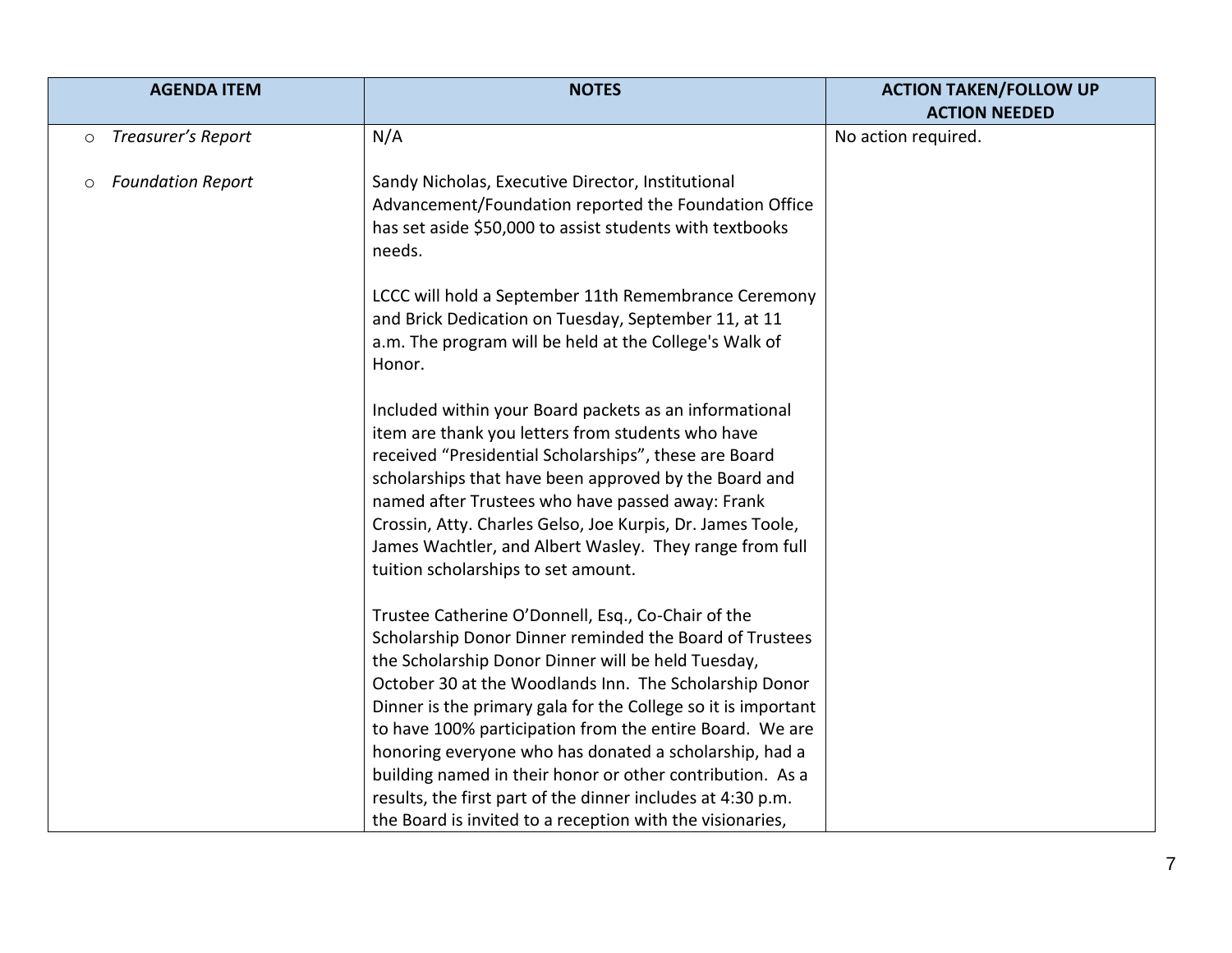| AGENDA ITEM | NOTES | ACTION TAKEN/FOLLOW UP ACTION NEEDED |
|---|---|---|
| ○ *Treasurer's Report* | N/A | No action required. |
| ○ *Foundation Report* | Sandy Nicholas, Executive Director, Institutional Advancement/Foundation reported the Foundation Office has set aside $50,000 to assist students with textbooks needs.<br><br>LCCC will hold a September 11th Remembrance Ceremony and Brick Dedication on Tuesday, September 11, at 11 a.m. The program will be held at the College's Walk of Honor.<br><br>Included within your Board packets as an informational item are thank you letters from students who have received "Presidential Scholarships", these are Board scholarships that have been approved by the Board and named after Trustees who have passed away: Frank Crossin, Atty. Charles Gelso, Joe Kurpis, Dr. James Toole, James Wachtler, and Albert Wasley. They range from full tuition scholarships to set amount.<br><br>Trustee Catherine O'Donnell, Esq., Co-Chair of the Scholarship Donor Dinner reminded the Board of Trustees the Scholarship Donor Dinner will be held Tuesday, October 30 at the Woodlands Inn. The Scholarship Donor Dinner is the primary gala for the College so it is important to have 100% participation from the entire Board. We are honoring everyone who has donated a scholarship, had a building named in their honor or other contribution. As a results, the first part of the dinner includes at 4:30 p.m. the Board is invited to a reception with the visionaries, | |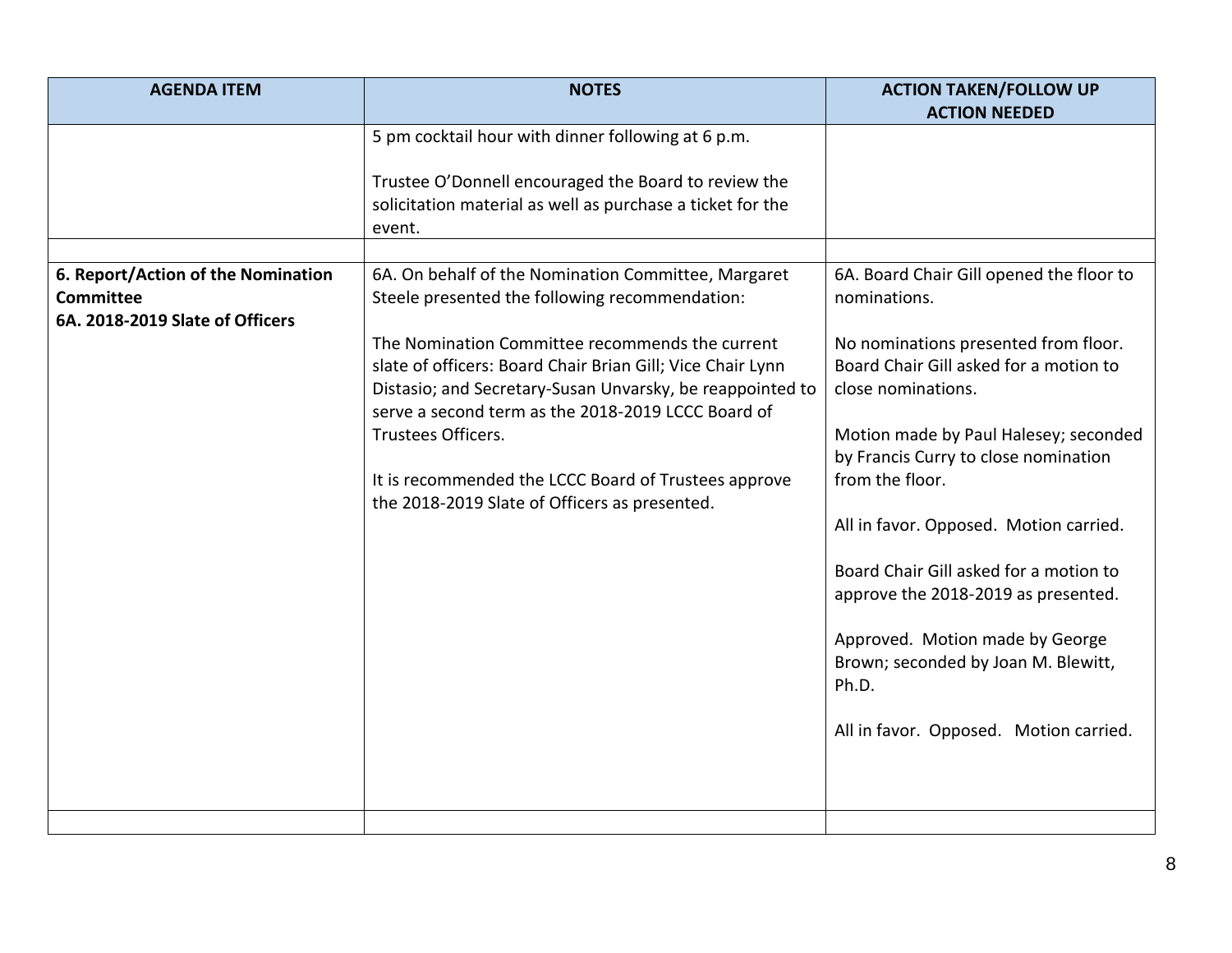| AGENDA ITEM | NOTES | ACTION TAKEN/FOLLOW UP ACTION NEEDED |
|---|---|---|
| | 5 pm cocktail hour with dinner following at 6 p.m.<br><br>Trustee O'Donnell encouraged the Board to review the solicitation material as well as purchase a ticket for the event. | |
| | | |
| **6. Report/Action of the Nomination Committee**<br>**6A. 2018-2019 Slate of Officers** | 6A. On behalf of the Nomination Committee, Margaret Steele presented the following recommendation:<br><br>The Nomination Committee recommends the current slate of officers: Board Chair Brian Gill; Vice Chair Lynn Distasio; and Secretary-Susan Unvarsky, be reappointed to serve a second term as the 2018-2019 LCCC Board of Trustees Officers.<br><br>It is recommended the LCCC Board of Trustees approve the 2018-2019 Slate of Officers as presented. | 6A. Board Chair Gill opened the floor to nominations.<br><br>No nominations presented from floor. Board Chair Gill asked for a motion to close nominations.<br><br>Motion made by Paul Halesey; seconded by Francis Curry to close nomination from the floor.<br><br>All in favor. Opposed. Motion carried.<br><br>Board Chair Gill asked for a motion to approve the 2018-2019 as presented.<br><br>Approved. Motion made by George Brown; seconded by Joan M. Blewitt, Ph.D.<br><br>All in favor. Opposed. Motion carried. |
| | | |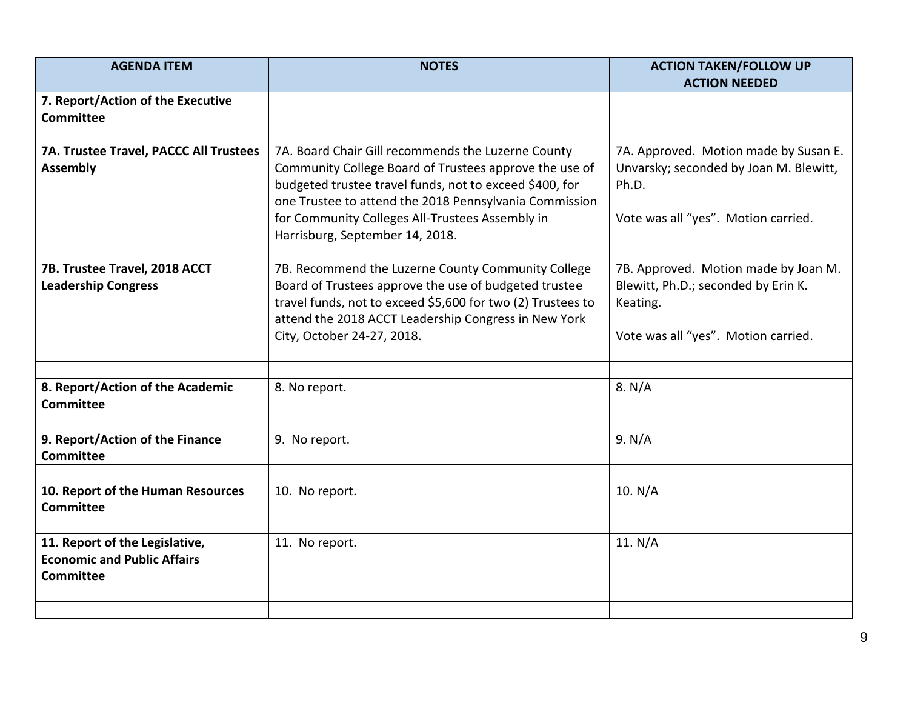| AGENDA ITEM | NOTES | ACTION TAKEN/FOLLOW UP ACTION NEEDED |
|---|---|---|
| **7. Report/Action of the Executive Committee** | | |
| **7A. Trustee Travel, PACCC All Trustees Assembly** | 7A. Board Chair Gill recommends the Luzerne County Community College Board of Trustees approve the use of budgeted trustee travel funds, not to exceed $400, for one Trustee to attend the 2018 Pennsylvania Commission for Community Colleges All-Trustees Assembly in Harrisburg, September 14, 2018. | 7A. Approved. Motion made by Susan E. Unvarsky; seconded by Joan M. Blewitt, Ph.D.<br><br>Vote was all "yes". Motion carried. |
| **7B. Trustee Travel, 2018 ACCT Leadership Congress** | 7B. Recommend the Luzerne County Community College Board of Trustees approve the use of budgeted trustee travel funds, not to exceed $5,600 for two (2) Trustees to attend the 2018 ACCT Leadership Congress in New York City, October 24-27, 2018. | 7B. Approved. Motion made by Joan M. Blewitt, Ph.D.; seconded by Erin K. Keating.<br><br>Vote was all "yes". Motion carried. |
| | | |
| **8. Report/Action of the Academic Committee** | 8. No report. | 8. N/A |
| | | |
| **9. Report/Action of the Finance Committee** | 9. No report. | 9. N/A |
| | | |
| **10. Report of the Human Resources Committee** | 10. No report. | 10. N/A |
| | | |
| **11. Report of the Legislative, Economic and Public Affairs Committee** | 11. No report. | 11. N/A |
| | | |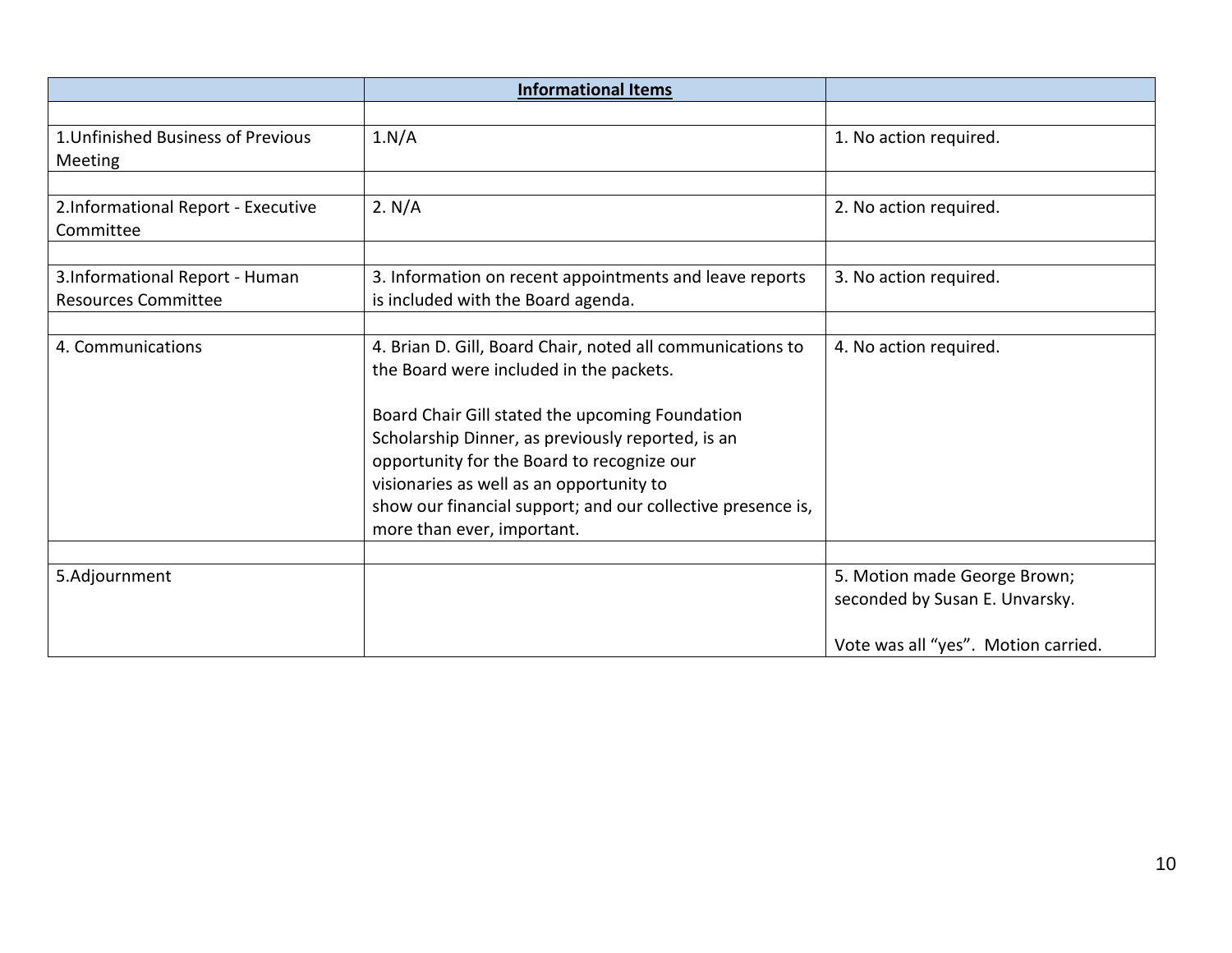| | **Informational Items** | |
|---|---|---|
| | | |
| 1.Unfinished Business of Previous Meeting | 1.N/A | 1. No action required. |
| | | |
| 2.Informational Report - Executive Committee | 2. N/A | 2. No action required. |
| | | |
| 3.Informational Report - Human Resources Committee | 3. Information on recent appointments and leave reports is included with the Board agenda. | 3. No action required. |
| | | |
| 4. Communications | 4. Brian D. Gill, Board Chair, noted all communications to the Board were included in the packets.<br><br>Board Chair Gill stated the upcoming Foundation Scholarship Dinner, as previously reported, is an opportunity for the Board to recognize our visionaries as well as an opportunity to show our financial support; and our collective presence is, more than ever, important. | 4. No action required. |
| | | |
| 5.Adjournment | | 5. Motion made George Brown; seconded by Susan E. Unvarsky.<br><br>Vote was all “yes”. Motion carried. |